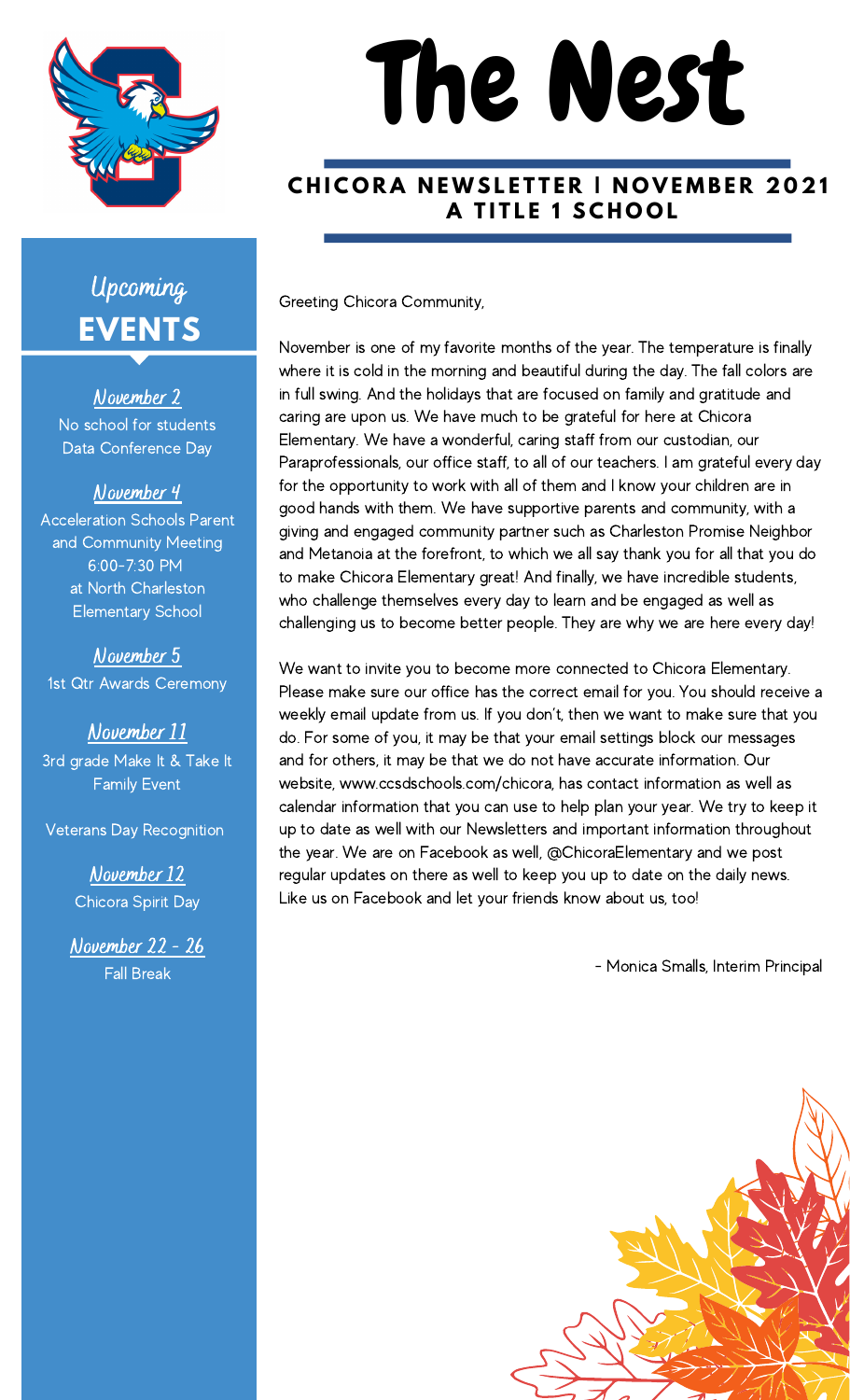# The Nest

## CHICORA NEWSLETTER | NOVEMBER 2021
## A TITLE 1 SCHOOL

Greeting Chicora Community,

November is one of my favorite months of the year. The temperature is finally where it is cold in the morning and beautiful during the day. The fall colors are in full swing. And the holidays that are focused on family and gratitude and caring are upon us. We have much to be grateful for here at Chicora Elementary. We have a wonderful, caring staff from our custodian, our Paraprofessionals, our office staff, to all of our teachers. I am grateful every day for the opportunity to work with all of them and I know your children are in good hands with them. We have supportive parents and community, with a giving and engaged community partner such as Charleston Promise Neighbor and Metanoia at the forefront, to which we all say thank you for all that you do to make Chicora Elementary great! And finally, we have incredible students, who challenge themselves every day to learn and be engaged as well as challenging us to become better people. They are why we are here every day!

We want to invite you to become more connected to Chicora Elementary. Please make sure our office has the correct email for you. You should receive a weekly email update from us. If you don't, then we want to make sure that you do. For some of you, it may be that your email settings block our messages and for others, it may be that we do not have accurate information. Our website, www.ccsdschools.com/chicora, has contact information as well as calendar information that you can use to help plan your year. We try to keep it up to date as well with our Newsletters and important information throughout the year. We are on Facebook as well, @ChicoraElementary and we post regular updates on there as well to keep you up to date on the daily news. Like us on Facebook and let your friends know about us, too!

- Monica Smalls, Interim Principal

## Upcoming EVENTS

**November 2**
No school for students
Data Conference Day

**November 4**
Acceleration Schools Parent and Community Meeting
6:00-7:30 PM
at North Charleston Elementary School

**November 5**
1st Qtr Awards Ceremony

**November 11**
3rd grade Make It & Take It Family Event

Veterans Day Recognition

**November 12**
Chicora Spirit Day

**November 22 - 26**
Fall Break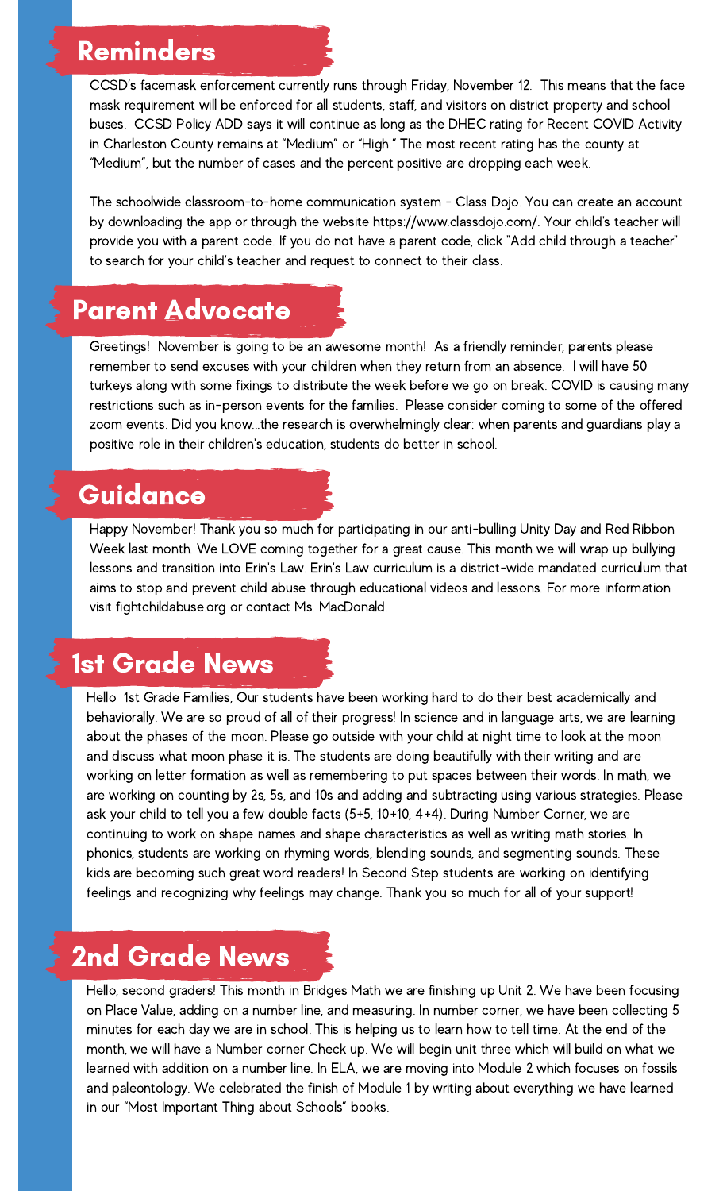## Reminders

CCSD's facemask enforcement currently runs through Friday, November 12. This means that the face mask requirement will be enforced for all students, staff, and visitors on district property and school buses. CCSD Policy ADD says it will continue as long as the DHEC rating for Recent COVID Activity in Charleston County remains at "Medium" or "High." The most recent rating has the county at "Medium", but the number of cases and the percent positive are dropping each week.

The schoolwide classroom-to-home communication system - Class Dojo. You can create an account by downloading the app or through the website https://www.classdojo.com/. Your child's teacher will provide you with a parent code. If you do not have a parent code, click "Add child through a teacher" to search for your child's teacher and request to connect to their class.

## Parent Advocate

Greetings! November is going to be an awesome month! As a friendly reminder, parents please remember to send excuses with your children when they return from an absence. I will have 50 turkeys along with some fixings to distribute the week before we go on break. COVID is causing many restrictions such as in-person events for the families. Please consider coming to some of the offered zoom events. Did you know...the research is overwhelmingly clear: when parents and guardians play a positive role in their children's education, students do better in school.

## Guidance

Happy November! Thank you so much for participating in our anti-bulling Unity Day and Red Ribbon Week last month. We LOVE coming together for a great cause. This month we will wrap up bullying lessons and transition into Erin's Law. Erin's Law curriculum is a district-wide mandated curriculum that aims to stop and prevent child abuse through educational videos and lessons. For more information visit fightchildabuse.org or contact Ms. MacDonald.

## 1st Grade News

Hello 1st Grade Families, Our students have been working hard to do their best academically and behaviorally. We are so proud of all of their progress! In science and in language arts, we are learning about the phases of the moon. Please go outside with your child at night time to look at the moon and discuss what moon phase it is. The students are doing beautifully with their writing and are working on letter formation as well as remembering to put spaces between their words. In math, we are working on counting by 2s, 5s, and 10s and adding and subtracting using various strategies. Please ask your child to tell you a few double facts (5+5, 10+10, 4+4). During Number Corner, we are continuing to work on shape names and shape characteristics as well as writing math stories. In phonics, students are working on rhyming words, blending sounds, and segmenting sounds. These kids are becoming such great word readers! In Second Step students are working on identifying feelings and recognizing why feelings may change. Thank you so much for all of your support!

## 2nd Grade News

Hello, second graders! This month in Bridges Math we are finishing up Unit 2. We have been focusing on Place Value, adding on a number line, and measuring. In number corner, we have been collecting 5 minutes for each day we are in school. This is helping us to learn how to tell time. At the end of the month, we will have a Number corner Check up. We will begin unit three which will build on what we learned with addition on a number line. In ELA, we are moving into Module 2 which focuses on fossils and paleontology. We celebrated the finish of Module 1 by writing about everything we have learned in our "Most Important Thing about Schools" books.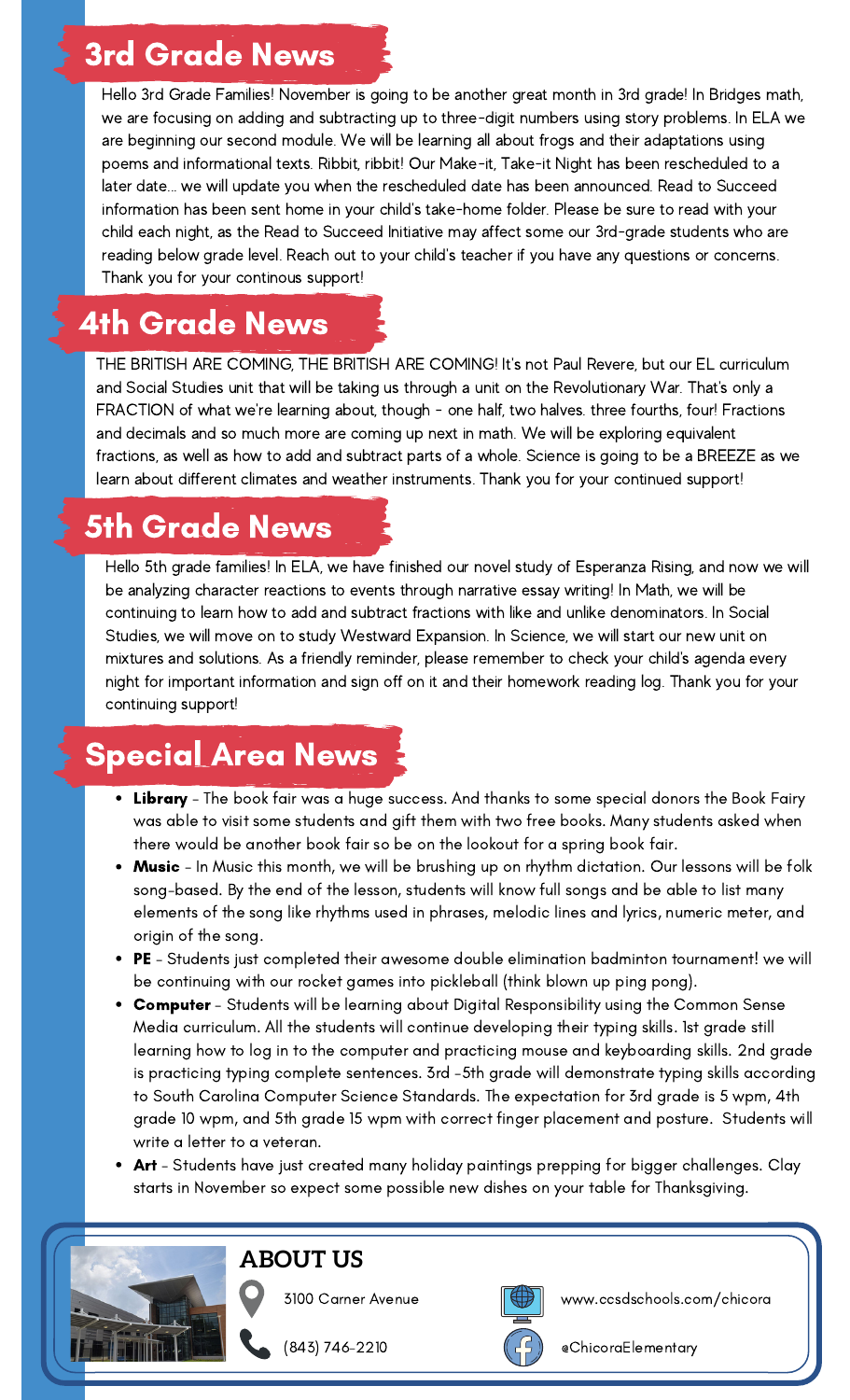## 3rd Grade News

Hello 3rd Grade Families! November is going to be another great month in 3rd grade! In Bridges math, we are focusing on adding and subtracting up to three-digit numbers using story problems. In ELA we are beginning our second module. We will be learning all about frogs and their adaptations using poems and informational texts. Ribbit, ribbit! Our Make-it, Take-it Night has been rescheduled to a later date... we will update you when the rescheduled date has been announced. Read to Succeed information has been sent home in your child's take-home folder. Please be sure to read with your child each night, as the Read to Succeed Initiative may affect some our 3rd-grade students who are reading below grade level. Reach out to your child's teacher if you have any questions or concerns. Thank you for your continous support!

## 4th Grade News

THE BRITISH ARE COMING, THE BRITISH ARE COMING! It's not Paul Revere, but our EL curriculum and Social Studies unit that will be taking us through a unit on the Revolutionary War. That's only a FRACTION of what we're learning about, though - one half, two halves. three fourths, four! Fractions and decimals and so much more are coming up next in math. We will be exploring equivalent fractions, as well as how to add and subtract parts of a whole. Science is going to be a BREEZE as we learn about different climates and weather instruments. Thank you for your continued support!

## 5th Grade News

Hello 5th grade families! In ELA, we have finished our novel study of Esperanza Rising, and now we will be analyzing character reactions to events through narrative essay writing! In Math, we will be continuing to learn how to add and subtract fractions with like and unlike denominators. In Social Studies, we will move on to study Westward Expansion. In Science, we will start our new unit on mixtures and solutions. As a friendly reminder, please remember to check your child's agenda every night for important information and sign off on it and their homework reading log. Thank you for your continuing support!

## Special Area News

- **Library** - The book fair was a huge success. And thanks to some special donors the Book Fairy was able to visit some students and gift them with two free books. Many students asked when there would be another book fair so be on the lookout for a spring book fair.
- **Music** - In Music this month, we will be brushing up on rhythm dictation. Our lessons will be folk song-based. By the end of the lesson, students will know full songs and be able to list many elements of the song like rhythms used in phrases, melodic lines and lyrics, numeric meter, and origin of the song.
- **PE** - Students just completed their awesome double elimination badminton tournament! we will be continuing with our rocket games into pickleball (think blown up ping pong).
- **Computer** - Students will be learning about Digital Responsibility using the Common Sense Media curriculum. All the students will continue developing their typing skills. 1st grade still learning how to log in to the computer and practicing mouse and keyboarding skills. 2nd grade is practicing typing complete sentences. 3rd -5th grade will demonstrate typing skills according to South Carolina Computer Science Standards. The expectation for 3rd grade is 5 wpm, 4th grade 10 wpm, and 5th grade 15 wpm with correct finger placement and posture. Students will write a letter to a veteran.
- **Art** - Students have just created many holiday paintings prepping for bigger challenges. Clay starts in November so expect some possible new dishes on your table for Thanksgiving.

## ABOUT US

3100 Carner Avenue

(843) 746-2210

www.ccsdschools.com/chicora

@ChicoraElementary